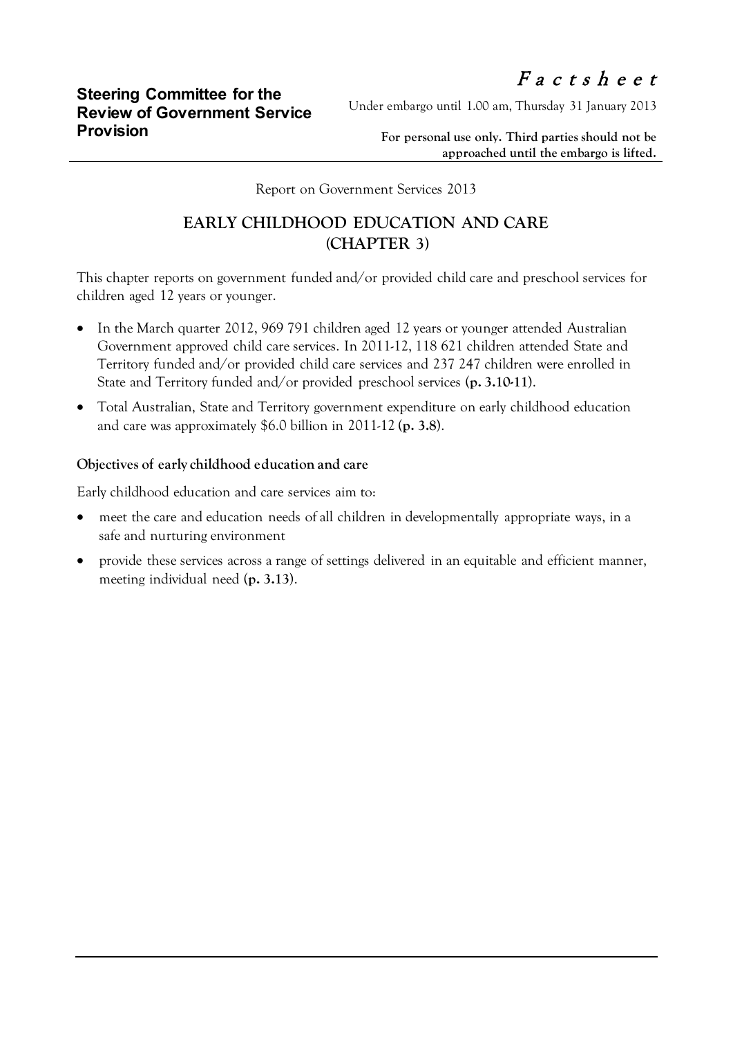**Steering Committee for the Review of Government Service Provision**

*Factsheet*

Under embargo until 1.00 am, Thursday 31 January 2013

**For personal use only. Third parties should not be approached until the embargo is lifted.**

Report on Government Services 2013

# EARLY CHILDHOOD EDUCATION AND CARE (CHAPTER 3)

This chapter reports on government funded and/or provided child care and preschool services for children aged 12 years or younger.

- In the March quarter 2012, 969 791 children aged 12 years or younger attended Australian Government approved child care services. In 2011-12, 118 621 children attended State and Territory funded and/or provided child care services and 237 247 children were enrolled in State and Territory funded and/or provided preschool services (**p. 3.10-11**).
- Total Australian, State and Territory government expenditure on early childhood education and care was approximately $6.0 billion in 2011-12 (**p. 3.8**).

### Objectives of early childhood education and care

Early childhood education and care services aim to:

- meet the care and education needs of all children in developmentally appropriate ways, in a safe and nurturing environment
- provide these services across a range of settings delivered in an equitable and efficient manner, meeting individual need (**p. 3.13**).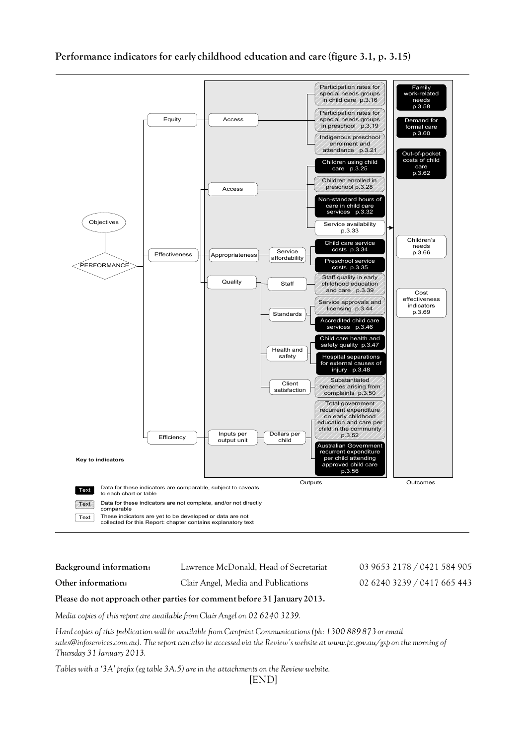**Performance indicators for early childhood education and care (figure 3.1, p. 3.15)**

PERFORMANCE

Objectives

Equity

Access

Participation rates for special needs groups in child care p.3.16

Participation rates for special needs groups in preschool p.3.19

Indigenous preschool enrolment and attendance p.3.21

Effectiveness

Access

Children using child care p.3.25

Children enrolled in preschool p.3.28

Non-standard hours of care in child care services p.3.32

Service availability p.3.33

Appropriateness

Service affordability

Child care service costs p.3.34

Preschool service costs p.3.35

Quality

Staff

Staff quality in early childhood education and care p.3.39

Standards

Service approvals and licensing p.3.44

Accredited child care services p.3.46

Health and safety

Child care health and safety quality p.3.47

Hospital separations for external causes of injury p.3.48

Client satisfaction

Substantiated breaches arising from complaints p.3.50

Efficiency

Inputs per output unit

Dollars per child

Total government recurrent expenditure on early childhood education and care per child in the community p.3.52

Australian Government recurrent expenditure per child attending approved child care p.3.56

Outputs

Family work-related needs p.3.58

Demand for formal care p.3.60

Out-of-pocket costs of child care p.3.62

Children's needs p.3.66

Cost effectiveness indicators p.3.69

Outcomes

**Key to indicators**

Text — Data for these indicators are comparable, subject to caveats to each chart or table

Text — Data for these indicators are not complete, and/or not directly comparable

Text — These indicators are yet to be developed or data are not collected for this Report: chapter contains explanatory text

**Background information:** Lawrence McDonald, Head of Secretariat 03 9653 2178 / 0421 584 905

**Other information:** Clair Angel, Media and Publications 02 6240 3239 / 0417 665 443

**Please do not approach other parties for comment before 31 January 2013.**

*Media copies of this report are available from Clair Angel on 02 6240 3239.*

*Hard copies of this publication will be available from Canprint Communications (ph: 1300 889 873 or email sales@infoservices.com.au). The report can also be accessed via the Review's website at www.pc.gov.au/gsp on the morning of Thursday 31 January 2013.*

*Tables with a '3A' prefix (eg table 3A.5) are in the attachments on the Review website.*

[END]